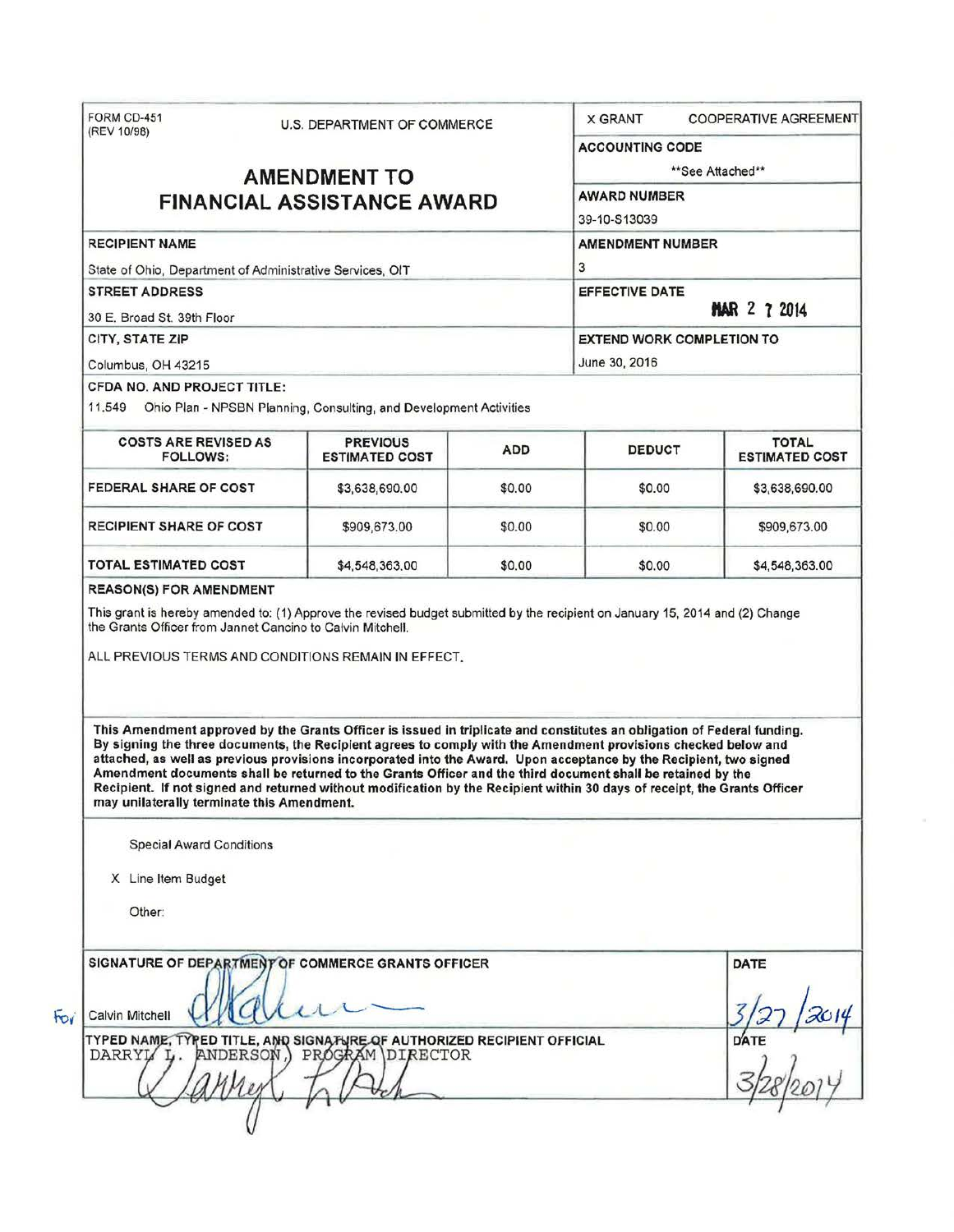FORM CD-451
(REV 10/98)

U.S. DEPARTMENT OF COMMERCE

# AMENDMENT TO FINANCIAL ASSISTANCE AWARD

X GRANT    COOPERATIVE AGREEMENT

**ACCOUNTING CODE**
**See Attached**

**AWARD NUMBER**
39-10-S13039

**RECIPIENT NAME**
State of Ohio, Department of Administrative Services, OIT

**AMENDMENT NUMBER**
3

**STREET ADDRESS**
30 E. Broad St. 39th Floor

**EFFECTIVE DATE**
MAR 27 2014

**CITY, STATE ZIP**
Columbus, OH 43215

**EXTEND WORK COMPLETION TO**
June 30, 2015

**CFDA NO. AND PROJECT TITLE:**
11.549 Ohio Plan - NPSBN Planning, Consulting, and Development Activities

| COSTS ARE REVISED AS FOLLOWS: | PREVIOUS ESTIMATED COST | ADD | DEDUCT | TOTAL ESTIMATED COST |
|---|---|---|---|---|
| FEDERAL SHARE OF COST | $3,638,690.00 | $0.00 | $0.00 | $3,638,690.00 |
| RECIPIENT SHARE OF COST | $909,673.00 | $0.00 | $0.00 | $909,673.00 |
| TOTAL ESTIMATED COST | $4,548,363.00 | $0.00 | $0.00 | $4,548,363.00 |

**REASON(S) FOR AMENDMENT**

This grant is hereby amended to: (1) Approve the revised budget submitted by the recipient on January 15, 2014 and (2) Change the Grants Officer from Jannet Cancino to Calvin Mitchell.

ALL PREVIOUS TERMS AND CONDITIONS REMAIN IN EFFECT.

**This Amendment approved by the Grants Officer is issued in triplicate and constitutes an obligation of Federal funding. By signing the three documents, the Recipient agrees to comply with the Amendment provisions checked below and attached, as well as previous provisions incorporated into the Award. Upon acceptance by the Recipient, two signed Amendment documents shall be returned to the Grants Officer and the third document shall be retained by the Recipient. If not signed and returned without modification by the Recipient within 30 days of receipt, the Grants Officer may unilaterally terminate this Amendment.**

Special Award Conditions

X Line Item Budget

Other:

**SIGNATURE OF DEPARTMENT OF COMMERCE GRANTS OFFICER**

For Calvin Mitchell

**DATE**
3/27/2014

**TYPED NAME, TYPED TITLE, AND SIGNATURE OF AUTHORIZED RECIPIENT OFFICIAL**
DARRYL L. ANDERSON, PROGRAM DIRECTOR

**DATE**
3/28/2014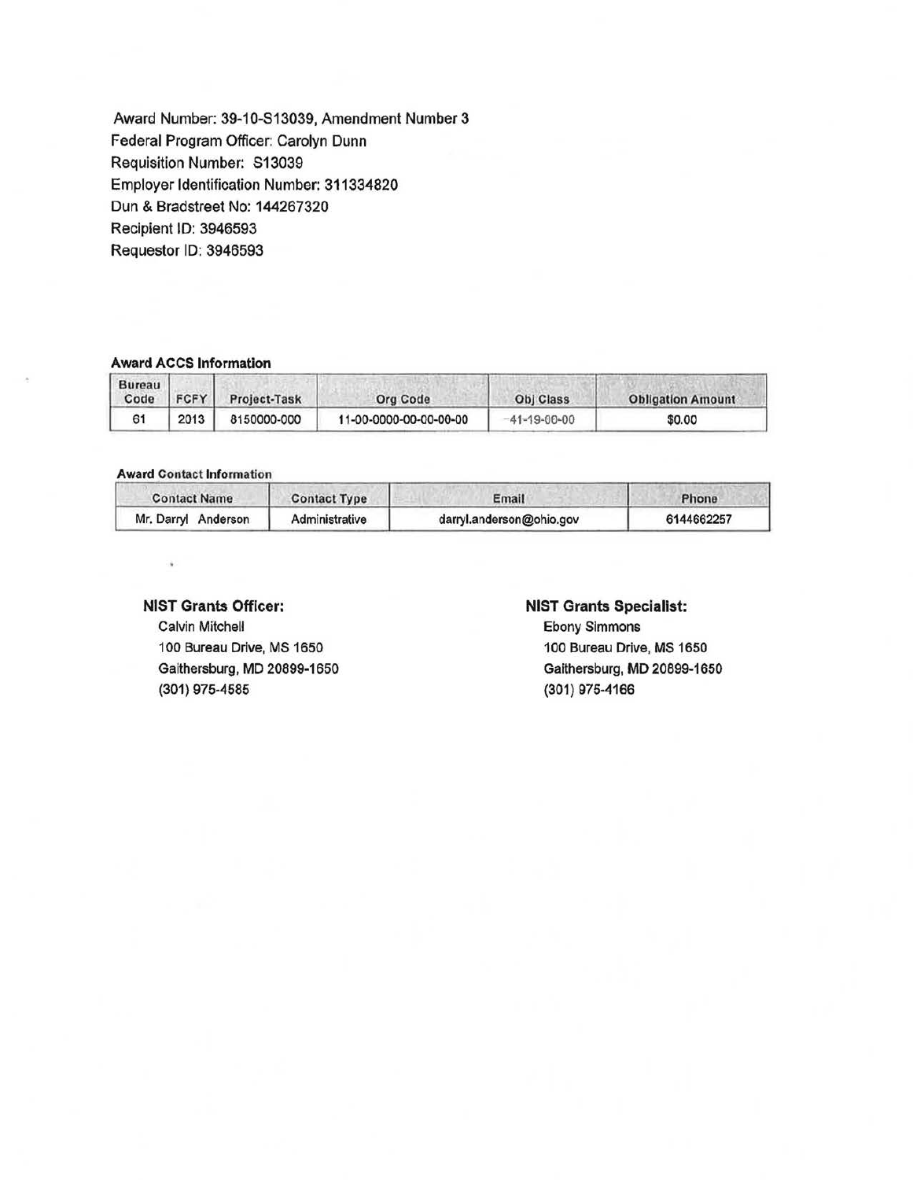Award Number: 39-10-S13039, Amendment Number 3
Federal Program Officer: Carolyn Dunn
Requisition Number: S13039
Employer Identification Number: 311334820
Dun & Bradstreet No: 144267320
Recipient ID: 3946593
Requestor ID: 3946593

**Award ACCS Information**

| Bureau Code | FCFY | Project-Task | Org Code | Obj Class | Obligation Amount |
|---|---|---|---|---|---|
| 61 | 2013 | 8150000-000 | 11-00-0000-00-00-00-00 | 41-19-00-00 | $0.00 |

**Award Contact Information**

| Contact Name | Contact Type | Email | Phone |
|---|---|---|---|
| Mr. Darryl Anderson | Administrative | darryl.anderson@ohio.gov | 6144662257 |

**NIST Grants Officer:**
Calvin Mitchell
100 Bureau Drive, MS 1650
Gaithersburg, MD 20899-1650
(301) 975-4585

**NIST Grants Specialist:**
Ebony Simmons
100 Bureau Drive, MS 1650
Gaithersburg, MD 20899-1650
(301) 975-4166